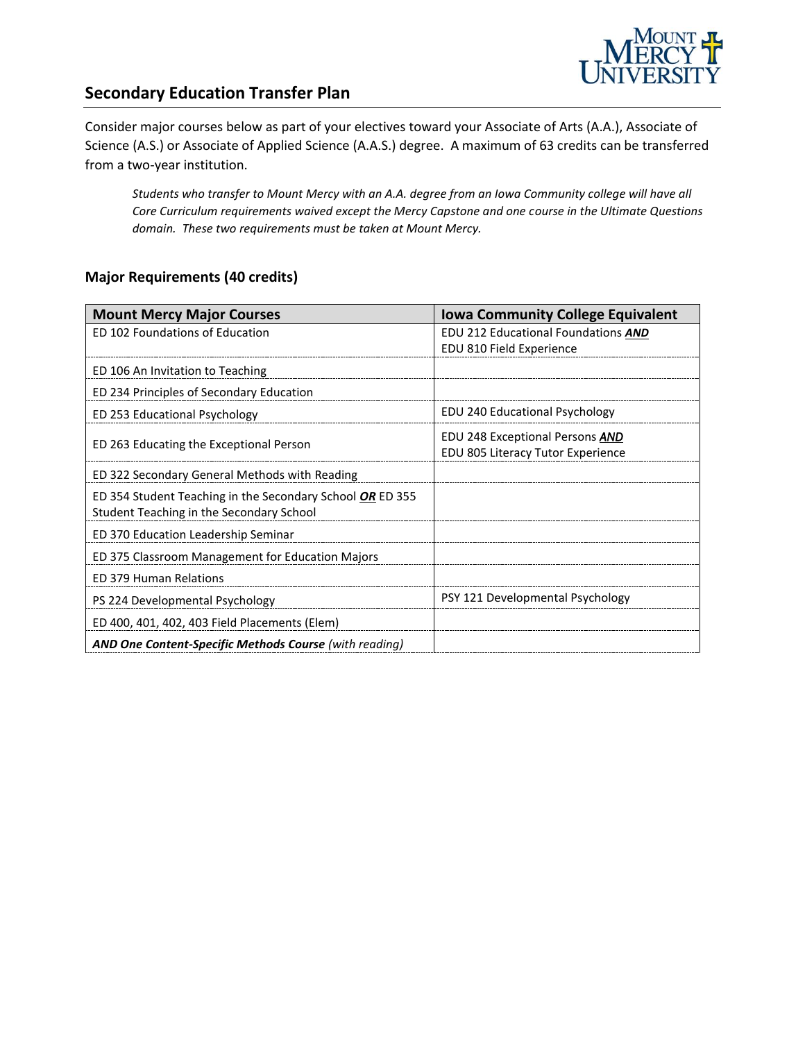## Secondary Education Transfer Plan

Consider major courses below as part of your electives toward your Associate of Arts (A.A.), Associate of Science (A.S.) or Associate of Applied Science (A.A.S.) degree. A maximum of 63 credits can be transferred from a two-year institution.

> *Students who transfer to Mount Mercy with an A.A. degree from an Iowa Community college will have all Core Curriculum requirements waived except the Mercy Capstone and one course in the Ultimate Questions domain. These two requirements must be taken at Mount Mercy.*

### Major Requirements (40 credits)

| Mount Mercy Major Courses | Iowa Community College Equivalent |
|---|---|
| ED 102 Foundations of Education | EDU 212 Educational Foundations ***AND*** EDU 810 Field Experience |
| ED 106 An Invitation to Teaching | |
| ED 234 Principles of Secondary Education | |
| ED 253 Educational Psychology | EDU 240 Educational Psychology |
| ED 263 Educating the Exceptional Person | EDU 248 Exceptional Persons ***AND*** EDU 805 Literacy Tutor Experience |
| ED 322 Secondary General Methods with Reading | |
| ED 354 Student Teaching in the Secondary School ***OR*** ED 355 Student Teaching in the Secondary School | |
| ED 370 Education Leadership Seminar | |
| ED 375 Classroom Management for Education Majors | |
| ED 379 Human Relations | |
| PS 224 Developmental Psychology | PSY 121 Developmental Psychology |
| ED 400, 401, 402, 403 Field Placements (Elem) | |
| ***AND One Content-Specific Methods Course*** *(with reading)* | |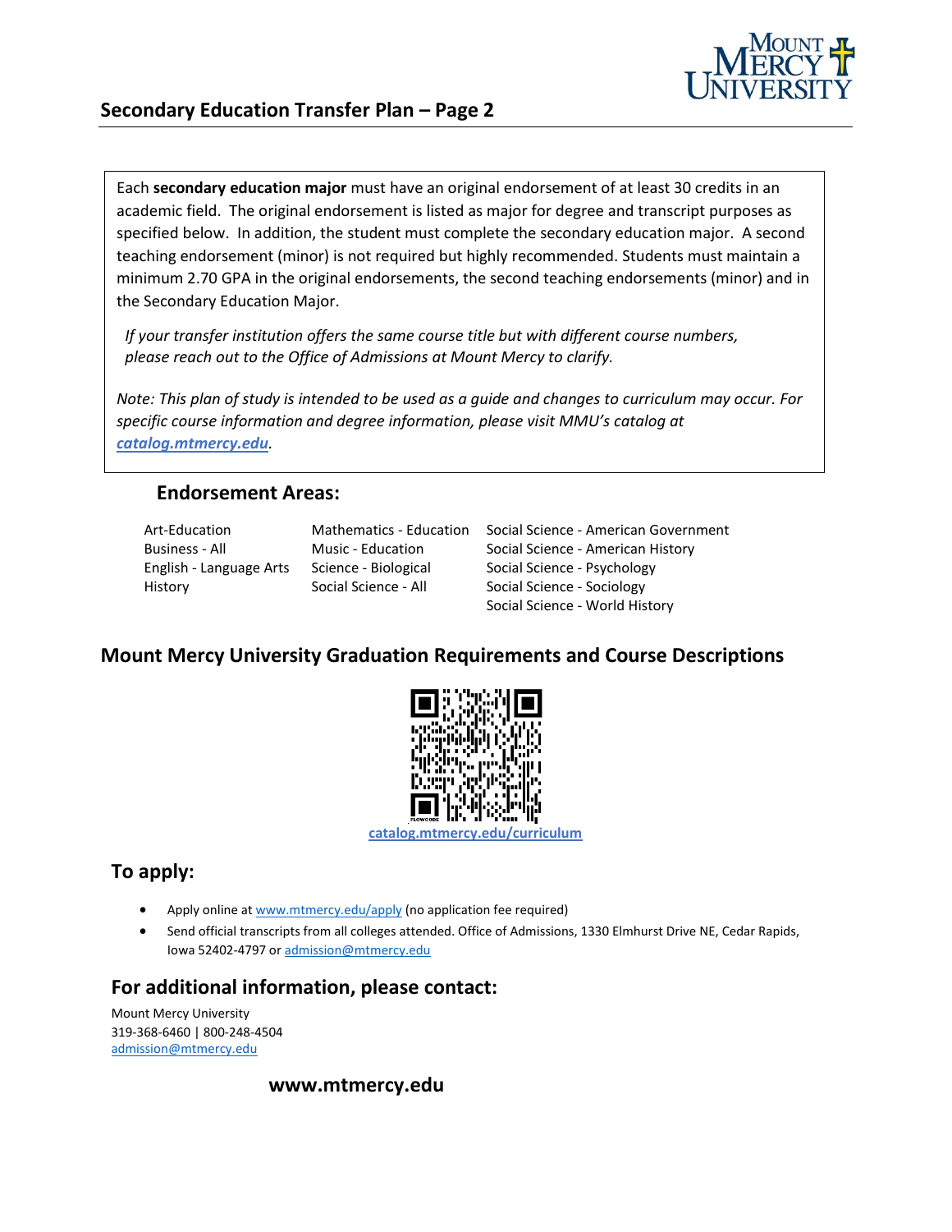## Secondary Education Transfer Plan – Page 2

Each **secondary education major** must have an original endorsement of at least 30 credits in an academic field. The original endorsement is listed as major for degree and transcript purposes as specified below. In addition, the student must complete the secondary education major. A second teaching endorsement (minor) is not required but highly recommended. Students must maintain a minimum 2.70 GPA in the original endorsements, the second teaching endorsements (minor) and in the Secondary Education Major.

*If your transfer institution offers the same course title but with different course numbers, please reach out to the Office of Admissions at Mount Mercy to clarify.*

*Note: This plan of study is intended to be used as a guide and changes to curriculum may occur. For specific course information and degree information, please visit MMU's catalog at* ***catalog.mtmercy.edu****.*

### Endorsement Areas:

- Art-Education
- Business - All
- English - Language Arts
- History
- Mathematics - Education
- Music - Education
- Science - Biological
- Social Science - All
- Social Science - American Government
- Social Science - American History
- Social Science - Psychology
- Social Science - Sociology
- Social Science - World History

## Mount Mercy University Graduation Requirements and Course Descriptions

**catalog.mtmercy.edu/curriculum**

## To apply:

- Apply online at www.mtmercy.edu/apply (no application fee required)
- Send official transcripts from all colleges attended. Office of Admissions, 1330 Elmhurst Drive NE, Cedar Rapids, Iowa 52402-4797 or admission@mtmercy.edu

## For additional information, please contact:

Mount Mercy University
319-368-6460 | 800-248-4504
admission@mtmercy.edu

**www.mtmercy.edu**